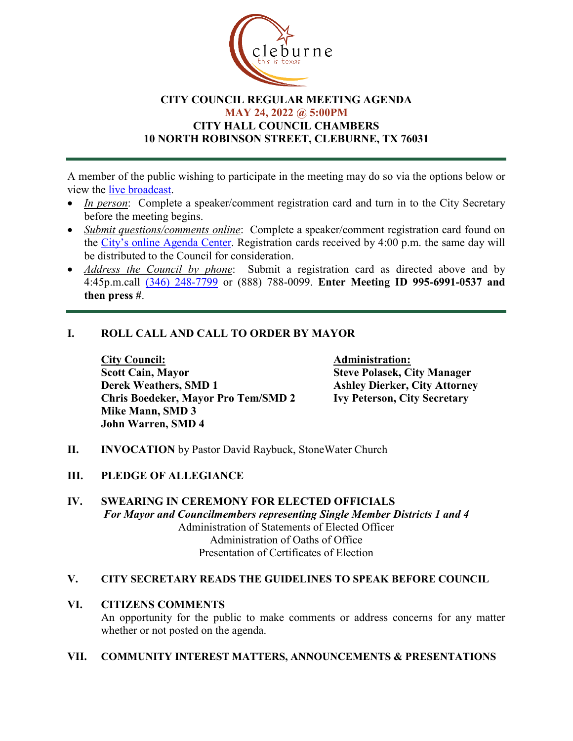# CITY COUNCIL REGULAR MEETING AGENDA
## MAY 24, 2022 @ 5:00PM
## CITY HALL COUNCIL CHAMBERS
## 10 NORTH ROBINSON STREET, CLEBURNE, TX 76031

A member of the public wishing to participate in the meeting may do so via the options below or view the live broadcast.

- *In person*: Complete a speaker/comment registration card and turn in to the City Secretary before the meeting begins.
- *Submit questions/comments online*: Complete a speaker/comment registration card found on the City's online Agenda Center. Registration cards received by 4:00 p.m. the same day will be distributed to the Council for consideration.
- *Address the Council by phone*: Submit a registration card as directed above and by 4:45p.m.call (346) 248-7799 or (888) 788-0099. **Enter Meeting ID 995-6991-0537 and then press #**.

## I. ROLL CALL AND CALL TO ORDER BY MAYOR

**City Council:**
**Scott Cain, Mayor**
**Derek Weathers, SMD 1**
**Chris Boedeker, Mayor Pro Tem/SMD 2**
**Mike Mann, SMD 3**
**John Warren, SMD 4**

**Administration:**
**Steve Polasek, City Manager**
**Ashley Dierker, City Attorney**
**Ivy Peterson, City Secretary**

## II. INVOCATION by Pastor David Raybuck, StoneWater Church

## III. PLEDGE OF ALLEGIANCE

## IV. SWEARING IN CEREMONY FOR ELECTED OFFICIALS

***For Mayor and Councilmembers representing Single Member Districts 1 and 4***

Administration of Statements of Elected Officer
Administration of Oaths of Office
Presentation of Certificates of Election

## V. CITY SECRETARY READS THE GUIDELINES TO SPEAK BEFORE COUNCIL

## VI. CITIZENS COMMENTS

An opportunity for the public to make comments or address concerns for any matter whether or not posted on the agenda.

## VII. COMMUNITY INTEREST MATTERS, ANNOUNCEMENTS & PRESENTATIONS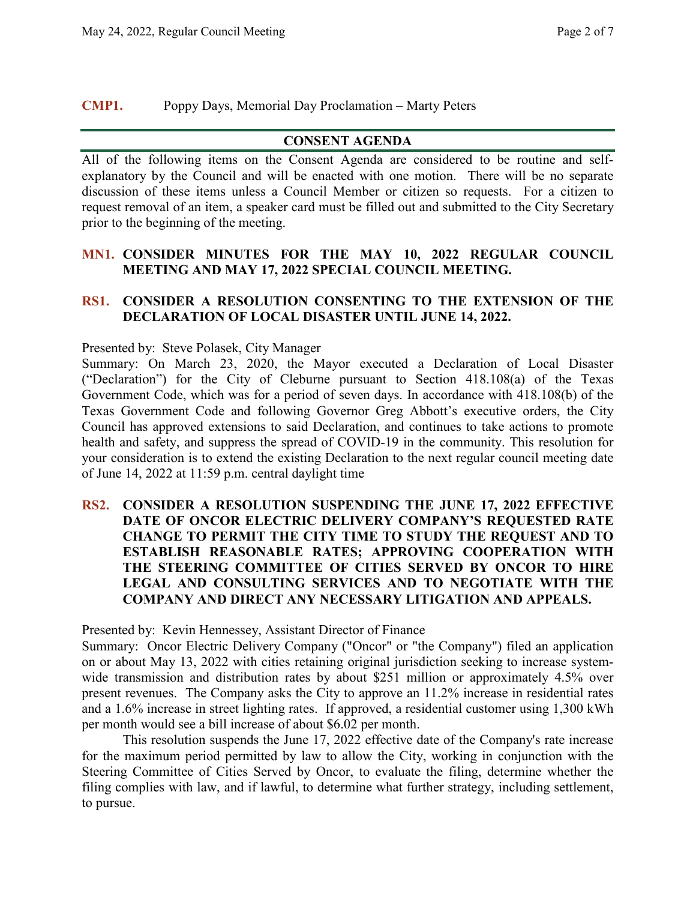**CMP1.** Poppy Days, Memorial Day Proclamation – Marty Peters

## CONSENT AGENDA

All of the following items on the Consent Agenda are considered to be routine and self-explanatory by the Council and will be enacted with one motion. There will be no separate discussion of these items unless a Council Member or citizen so requests. For a citizen to request removal of an item, a speaker card must be filled out and submitted to the City Secretary prior to the beginning of the meeting.

**MN1. CONSIDER MINUTES FOR THE MAY 10, 2022 REGULAR COUNCIL MEETING AND MAY 17, 2022 SPECIAL COUNCIL MEETING.**

**RS1. CONSIDER A RESOLUTION CONSENTING TO THE EXTENSION OF THE DECLARATION OF LOCAL DISASTER UNTIL JUNE 14, 2022.**

Presented by: Steve Polasek, City Manager
Summary: On March 23, 2020, the Mayor executed a Declaration of Local Disaster ("Declaration") for the City of Cleburne pursuant to Section 418.108(a) of the Texas Government Code, which was for a period of seven days. In accordance with 418.108(b) of the Texas Government Code and following Governor Greg Abbott's executive orders, the City Council has approved extensions to said Declaration, and continues to take actions to promote health and safety, and suppress the spread of COVID-19 in the community. This resolution for your consideration is to extend the existing Declaration to the next regular council meeting date of June 14, 2022 at 11:59 p.m. central daylight time

**RS2. CONSIDER A RESOLUTION SUSPENDING THE JUNE 17, 2022 EFFECTIVE DATE OF ONCOR ELECTRIC DELIVERY COMPANY'S REQUESTED RATE CHANGE TO PERMIT THE CITY TIME TO STUDY THE REQUEST AND TO ESTABLISH REASONABLE RATES; APPROVING COOPERATION WITH THE STEERING COMMITTEE OF CITIES SERVED BY ONCOR TO HIRE LEGAL AND CONSULTING SERVICES AND TO NEGOTIATE WITH THE COMPANY AND DIRECT ANY NECESSARY LITIGATION AND APPEALS.**

Presented by: Kevin Hennessey, Assistant Director of Finance
Summary: Oncor Electric Delivery Company ("Oncor" or "the Company") filed an application on or about May 13, 2022 with cities retaining original jurisdiction seeking to increase system-wide transmission and distribution rates by about $251 million or approximately 4.5% over present revenues. The Company asks the City to approve an 11.2% increase in residential rates and a 1.6% increase in street lighting rates. If approved, a residential customer using 1,300 kWh per month would see a bill increase of about $6.02 per month.

This resolution suspends the June 17, 2022 effective date of the Company's rate increase for the maximum period permitted by law to allow the City, working in conjunction with the Steering Committee of Cities Served by Oncor, to evaluate the filing, determine whether the filing complies with law, and if lawful, to determine what further strategy, including settlement, to pursue.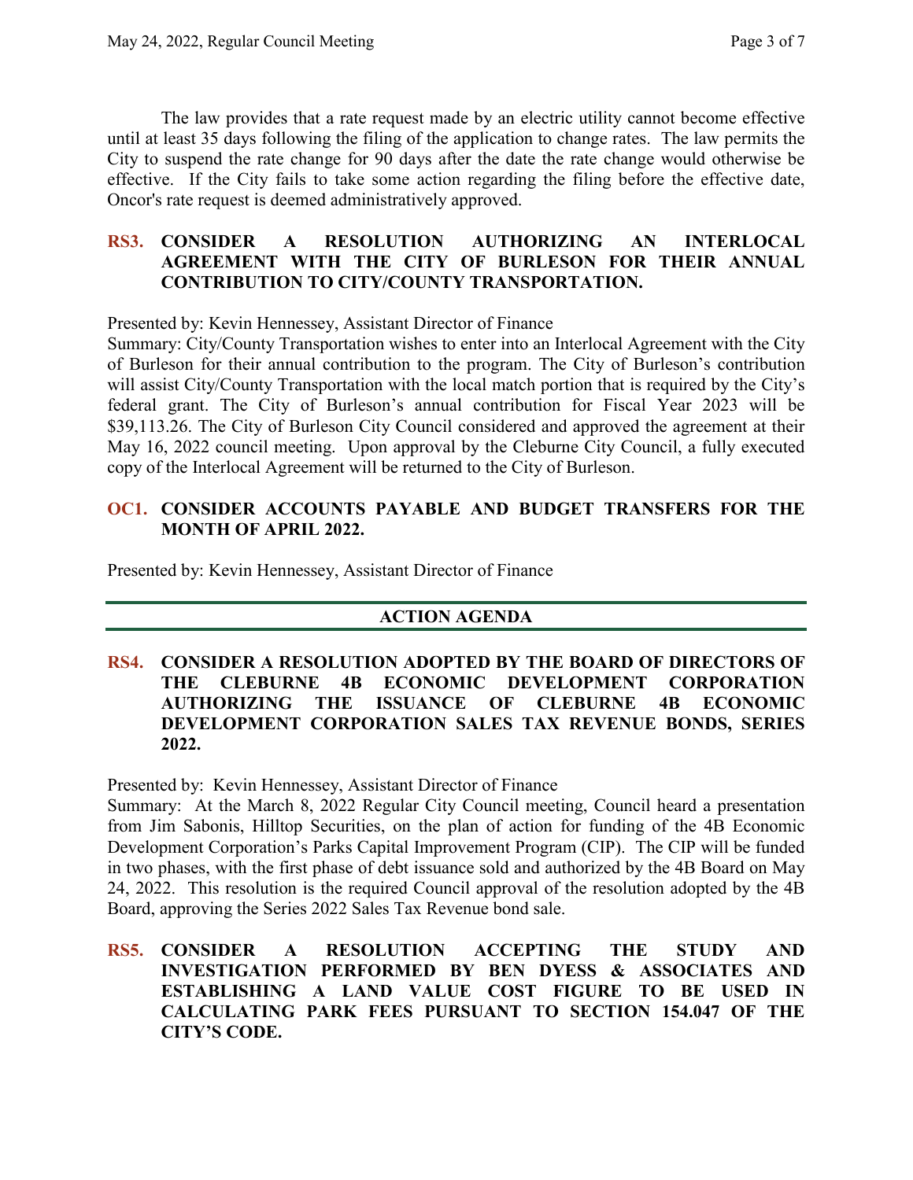The law provides that a rate request made by an electric utility cannot become effective until at least 35 days following the filing of the application to change rates. The law permits the City to suspend the rate change for 90 days after the date the rate change would otherwise be effective. If the City fails to take some action regarding the filing before the effective date, Oncor's rate request is deemed administratively approved.

### RS3. CONSIDER A RESOLUTION AUTHORIZING AN INTERLOCAL AGREEMENT WITH THE CITY OF BURLESON FOR THEIR ANNUAL CONTRIBUTION TO CITY/COUNTY TRANSPORTATION.

Presented by: Kevin Hennessey, Assistant Director of Finance
Summary: City/County Transportation wishes to enter into an Interlocal Agreement with the City of Burleson for their annual contribution to the program. The City of Burleson's contribution will assist City/County Transportation with the local match portion that is required by the City's federal grant. The City of Burleson's annual contribution for Fiscal Year 2023 will be $39,113.26. The City of Burleson City Council considered and approved the agreement at their May 16, 2022 council meeting. Upon approval by the Cleburne City Council, a fully executed copy of the Interlocal Agreement will be returned to the City of Burleson.

### OC1. CONSIDER ACCOUNTS PAYABLE AND BUDGET TRANSFERS FOR THE MONTH OF APRIL 2022.

Presented by: Kevin Hennessey, Assistant Director of Finance

## ACTION AGENDA

### RS4. CONSIDER A RESOLUTION ADOPTED BY THE BOARD OF DIRECTORS OF THE CLEBURNE 4B ECONOMIC DEVELOPMENT CORPORATION AUTHORIZING THE ISSUANCE OF CLEBURNE 4B ECONOMIC DEVELOPMENT CORPORATION SALES TAX REVENUE BONDS, SERIES 2022.

Presented by: Kevin Hennessey, Assistant Director of Finance
Summary: At the March 8, 2022 Regular City Council meeting, Council heard a presentation from Jim Sabonis, Hilltop Securities, on the plan of action for funding of the 4B Economic Development Corporation's Parks Capital Improvement Program (CIP). The CIP will be funded in two phases, with the first phase of debt issuance sold and authorized by the 4B Board on May 24, 2022. This resolution is the required Council approval of the resolution adopted by the 4B Board, approving the Series 2022 Sales Tax Revenue bond sale.

### RS5. CONSIDER A RESOLUTION ACCEPTING THE STUDY AND INVESTIGATION PERFORMED BY BEN DYESS & ASSOCIATES AND ESTABLISHING A LAND VALUE COST FIGURE TO BE USED IN CALCULATING PARK FEES PURSUANT TO SECTION 154.047 OF THE CITY'S CODE.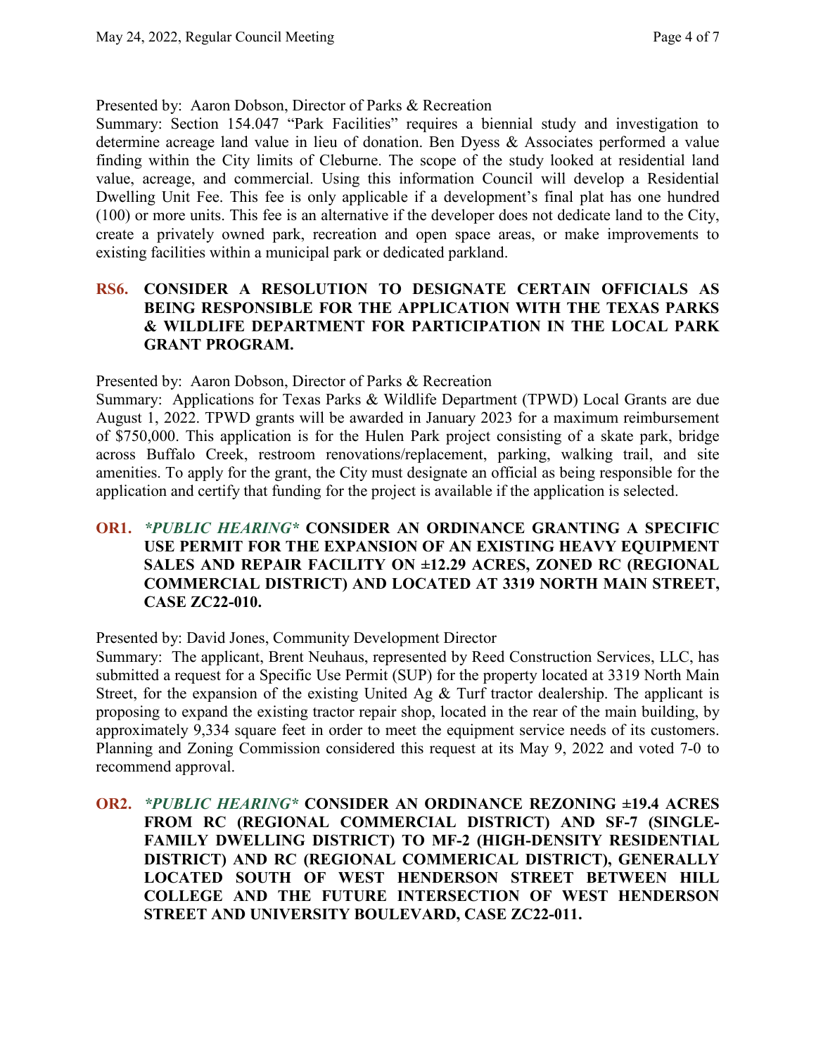Presented by: Aaron Dobson, Director of Parks & Recreation

Summary: Section 154.047 "Park Facilities" requires a biennial study and investigation to determine acreage land value in lieu of donation. Ben Dyess & Associates performed a value finding within the City limits of Cleburne. The scope of the study looked at residential land value, acreage, and commercial. Using this information Council will develop a Residential Dwelling Unit Fee. This fee is only applicable if a development's final plat has one hundred (100) or more units. This fee is an alternative if the developer does not dedicate land to the City, create a privately owned park, recreation and open space areas, or make improvements to existing facilities within a municipal park or dedicated parkland.

**RS6. CONSIDER A RESOLUTION TO DESIGNATE CERTAIN OFFICIALS AS BEING RESPONSIBLE FOR THE APPLICATION WITH THE TEXAS PARKS & WILDLIFE DEPARTMENT FOR PARTICIPATION IN THE LOCAL PARK GRANT PROGRAM.**

Presented by: Aaron Dobson, Director of Parks & Recreation

Summary: Applications for Texas Parks & Wildlife Department (TPWD) Local Grants are due August 1, 2022. TPWD grants will be awarded in January 2023 for a maximum reimbursement of $750,000. This application is for the Hulen Park project consisting of a skate park, bridge across Buffalo Creek, restroom renovations/replacement, parking, walking trail, and site amenities. To apply for the grant, the City must designate an official as being responsible for the application and certify that funding for the project is available if the application is selected.

**OR1.** ***\*PUBLIC HEARING\**** **CONSIDER AN ORDINANCE GRANTING A SPECIFIC USE PERMIT FOR THE EXPANSION OF AN EXISTING HEAVY EQUIPMENT SALES AND REPAIR FACILITY ON ±12.29 ACRES, ZONED RC (REGIONAL COMMERCIAL DISTRICT) AND LOCATED AT 3319 NORTH MAIN STREET, CASE ZC22-010.**

Presented by: David Jones, Community Development Director

Summary: The applicant, Brent Neuhaus, represented by Reed Construction Services, LLC, has submitted a request for a Specific Use Permit (SUP) for the property located at 3319 North Main Street, for the expansion of the existing United Ag & Turf tractor dealership. The applicant is proposing to expand the existing tractor repair shop, located in the rear of the main building, by approximately 9,334 square feet in order to meet the equipment service needs of its customers. Planning and Zoning Commission considered this request at its May 9, 2022 and voted 7-0 to recommend approval.

**OR2.** ***\*PUBLIC HEARING\**** **CONSIDER AN ORDINANCE REZONING ±19.4 ACRES FROM RC (REGIONAL COMMERCIAL DISTRICT) AND SF-7 (SINGLE-FAMILY DWELLING DISTRICT) TO MF-2 (HIGH-DENSITY RESIDENTIAL DISTRICT) AND RC (REGIONAL COMMERICAL DISTRICT), GENERALLY LOCATED SOUTH OF WEST HENDERSON STREET BETWEEN HILL COLLEGE AND THE FUTURE INTERSECTION OF WEST HENDERSON STREET AND UNIVERSITY BOULEVARD, CASE ZC22-011.**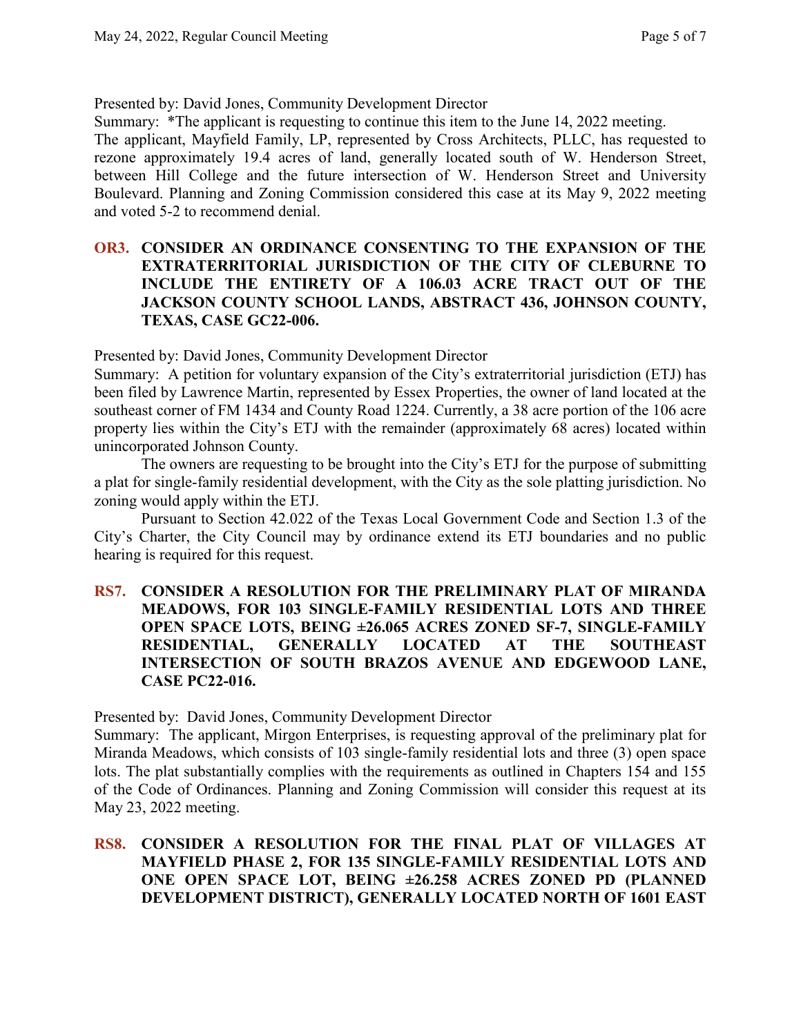Presented by: David Jones, Community Development Director

Summary: *The applicant is requesting to continue this item to the June 14, 2022 meeting.

The applicant, Mayfield Family, LP, represented by Cross Architects, PLLC, has requested to rezone approximately 19.4 acres of land, generally located south of W. Henderson Street, between Hill College and the future intersection of W. Henderson Street and University Boulevard. Planning and Zoning Commission considered this case at its May 9, 2022 meeting and voted 5-2 to recommend denial.

**OR3. CONSIDER AN ORDINANCE CONSENTING TO THE EXPANSION OF THE EXTRATERRITORIAL JURISDICTION OF THE CITY OF CLEBURNE TO INCLUDE THE ENTIRETY OF A 106.03 ACRE TRACT OUT OF THE JACKSON COUNTY SCHOOL LANDS, ABSTRACT 436, JOHNSON COUNTY, TEXAS, CASE GC22-006.**

Presented by: David Jones, Community Development Director

Summary: A petition for voluntary expansion of the City's extraterritorial jurisdiction (ETJ) has been filed by Lawrence Martin, represented by Essex Properties, the owner of land located at the southeast corner of FM 1434 and County Road 1224. Currently, a 38 acre portion of the 106 acre property lies within the City's ETJ with the remainder (approximately 68 acres) located within unincorporated Johnson County.

The owners are requesting to be brought into the City's ETJ for the purpose of submitting a plat for single-family residential development, with the City as the sole platting jurisdiction. No zoning would apply within the ETJ.

Pursuant to Section 42.022 of the Texas Local Government Code and Section 1.3 of the City's Charter, the City Council may by ordinance extend its ETJ boundaries and no public hearing is required for this request.

**RS7. CONSIDER A RESOLUTION FOR THE PRELIMINARY PLAT OF MIRANDA MEADOWS, FOR 103 SINGLE-FAMILY RESIDENTIAL LOTS AND THREE OPEN SPACE LOTS, BEING ±26.065 ACRES ZONED SF-7, SINGLE-FAMILY RESIDENTIAL, GENERALLY LOCATED AT THE SOUTHEAST INTERSECTION OF SOUTH BRAZOS AVENUE AND EDGEWOOD LANE, CASE PC22-016.**

Presented by: David Jones, Community Development Director

Summary: The applicant, Mirgon Enterprises, is requesting approval of the preliminary plat for Miranda Meadows, which consists of 103 single-family residential lots and three (3) open space lots. The plat substantially complies with the requirements as outlined in Chapters 154 and 155 of the Code of Ordinances. Planning and Zoning Commission will consider this request at its May 23, 2022 meeting.

**RS8. CONSIDER A RESOLUTION FOR THE FINAL PLAT OF VILLAGES AT MAYFIELD PHASE 2, FOR 135 SINGLE-FAMILY RESIDENTIAL LOTS AND ONE OPEN SPACE LOT, BEING ±26.258 ACRES ZONED PD (PLANNED DEVELOPMENT DISTRICT), GENERALLY LOCATED NORTH OF 1601 EAST**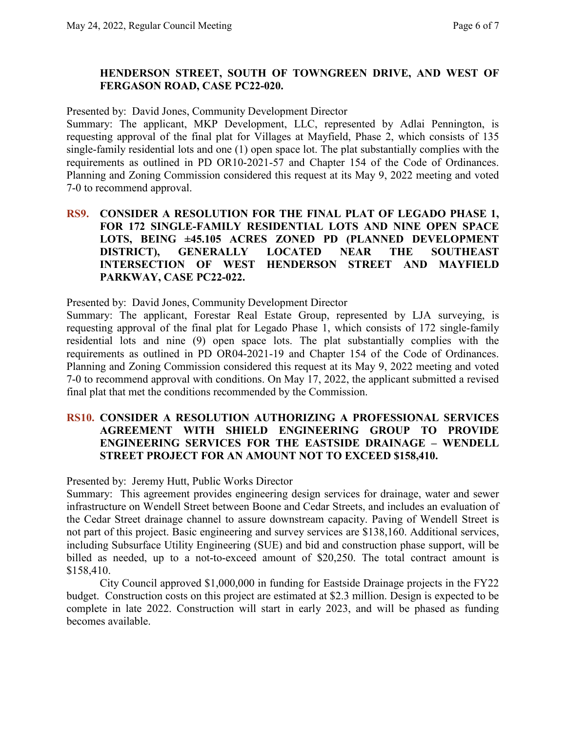**HENDERSON STREET, SOUTH OF TOWNGREEN DRIVE, AND WEST OF FERGASON ROAD, CASE PC22-020.**

Presented by: David Jones, Community Development Director

Summary: The applicant, MKP Development, LLC, represented by Adlai Pennington, is requesting approval of the final plat for Villages at Mayfield, Phase 2, which consists of 135 single-family residential lots and one (1) open space lot. The plat substantially complies with the requirements as outlined in PD OR10-2021-57 and Chapter 154 of the Code of Ordinances. Planning and Zoning Commission considered this request at its May 9, 2022 meeting and voted 7-0 to recommend approval.

**RS9. CONSIDER A RESOLUTION FOR THE FINAL PLAT OF LEGADO PHASE 1, FOR 172 SINGLE-FAMILY RESIDENTIAL LOTS AND NINE OPEN SPACE LOTS, BEING ±45.105 ACRES ZONED PD (PLANNED DEVELOPMENT DISTRICT), GENERALLY LOCATED NEAR THE SOUTHEAST INTERSECTION OF WEST HENDERSON STREET AND MAYFIELD PARKWAY, CASE PC22-022.**

Presented by: David Jones, Community Development Director

Summary: The applicant, Forestar Real Estate Group, represented by LJA surveying, is requesting approval of the final plat for Legado Phase 1, which consists of 172 single-family residential lots and nine (9) open space lots. The plat substantially complies with the requirements as outlined in PD OR04-2021-19 and Chapter 154 of the Code of Ordinances. Planning and Zoning Commission considered this request at its May 9, 2022 meeting and voted 7-0 to recommend approval with conditions. On May 17, 2022, the applicant submitted a revised final plat that met the conditions recommended by the Commission.

**RS10. CONSIDER A RESOLUTION AUTHORIZING A PROFESSIONAL SERVICES AGREEMENT WITH SHIELD ENGINEERING GROUP TO PROVIDE ENGINEERING SERVICES FOR THE EASTSIDE DRAINAGE – WENDELL STREET PROJECT FOR AN AMOUNT NOT TO EXCEED $158,410.**

Presented by: Jeremy Hutt, Public Works Director

Summary: This agreement provides engineering design services for drainage, water and sewer infrastructure on Wendell Street between Boone and Cedar Streets, and includes an evaluation of the Cedar Street drainage channel to assure downstream capacity. Paving of Wendell Street is not part of this project. Basic engineering and survey services are $138,160. Additional services, including Subsurface Utility Engineering (SUE) and bid and construction phase support, will be billed as needed, up to a not-to-exceed amount of $20,250. The total contract amount is $158,410.

City Council approved $1,000,000 in funding for Eastside Drainage projects in the FY22 budget. Construction costs on this project are estimated at $2.3 million. Design is expected to be complete in late 2022. Construction will start in early 2023, and will be phased as funding becomes available.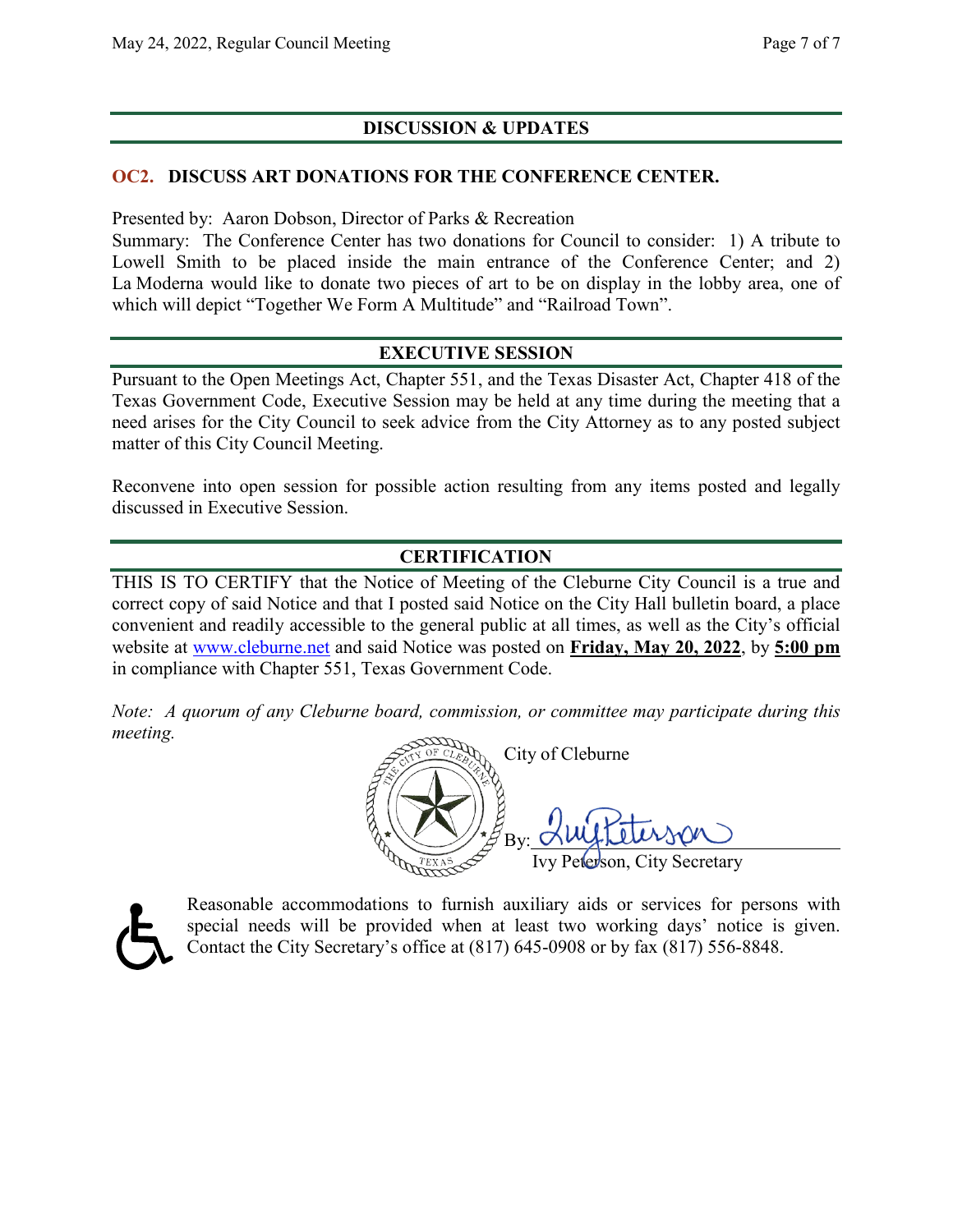## DISCUSSION & UPDATES

### OC2. DISCUSS ART DONATIONS FOR THE CONFERENCE CENTER.

Presented by: Aaron Dobson, Director of Parks & Recreation
Summary: The Conference Center has two donations for Council to consider: 1) A tribute to Lowell Smith to be placed inside the main entrance of the Conference Center; and 2) La Moderna would like to donate two pieces of art to be on display in the lobby area, one of which will depict "Together We Form A Multitude" and "Railroad Town".

## EXECUTIVE SESSION

Pursuant to the Open Meetings Act, Chapter 551, and the Texas Disaster Act, Chapter 418 of the Texas Government Code, Executive Session may be held at any time during the meeting that a need arises for the City Council to seek advice from the City Attorney as to any posted subject matter of this City Council Meeting.

Reconvene into open session for possible action resulting from any items posted and legally discussed in Executive Session.

## CERTIFICATION

THIS IS TO CERTIFY that the Notice of Meeting of the Cleburne City Council is a true and correct copy of said Notice and that I posted said Notice on the City Hall bulletin board, a place convenient and readily accessible to the general public at all times, as well as the City's official website at www.cleburne.net and said Notice was posted on **Friday, May 20, 2022**, by **5:00 pm** in compliance with Chapter 551, Texas Government Code.

*Note: A quorum of any Cleburne board, commission, or committee may participate during this meeting.*

City of Cleburne

By: Ivy Peterson
Ivy Peterson, City Secretary

Reasonable accommodations to furnish auxiliary aids or services for persons with special needs will be provided when at least two working days' notice is given. Contact the City Secretary's office at (817) 645-0908 or by fax (817) 556-8848.